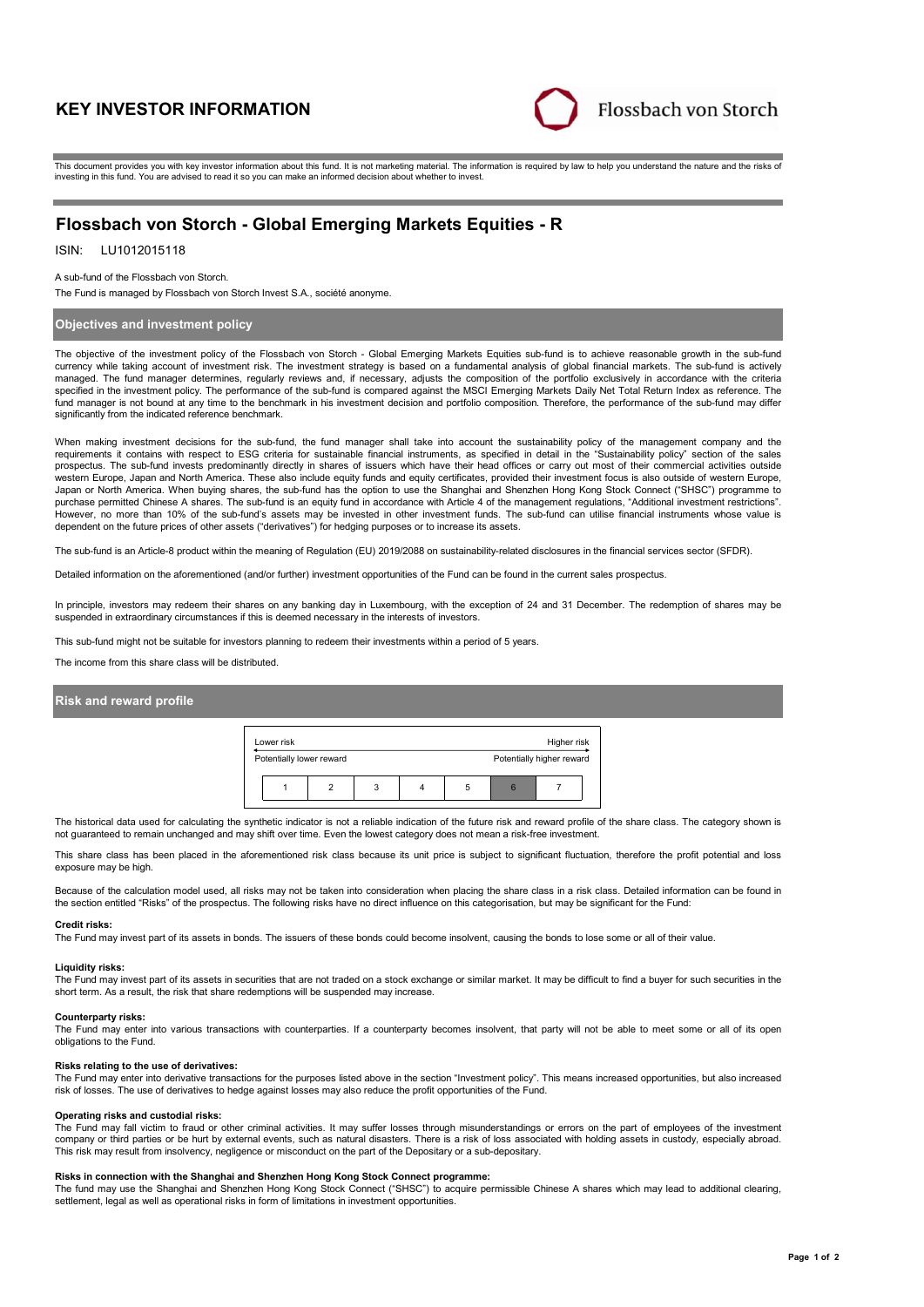# KEY INVESTOR INFORMATION

Flossbach von Storch

This document provides you with key investor information about this fund. It is not marketing material. The information is required by law to help you understand the nature and the risks of investing in this fund. You are advised to read it so you can make an informed decision about whether to invest.

## Flossbach von Storch - Global Emerging Markets Equities - R

ISIN: LU1012015118

A sub-fund of the Flossbach von Storch.

The Fund is managed by Flossbach von Storch Invest S.A., société anonyme.

### Objectives and investment policy

The objective of the investment policy of the Flossbach von Storch - Global Emerging Markets Equities sub-fund is to achieve reasonable growth in the sub-fund currency while taking account of investment risk. The investment strategy is based on a fundamental analysis of global financial markets. The sub-fund is actively managed. The fund manager determines, regularly reviews and, if necessary, adjusts the composition of the portfolio exclusively in accordance with the criteria specified in the investment policy. The performance of the sub-fund is compared against the MSCI Emerging Markets Daily Net Total Return Index as reference. The fund manager is not bound at any time to the benchmark in his investment decision and portfolio composition. Therefore, the performance of the sub-fund may differ significantly from the indicated reference benchmark.

When making investment decisions for the sub-fund, the fund manager shall take into account the sustainability policy of the management company and the requirements it contains with respect to ESG criteria for sustainable financial instruments, as specified in detail in the "Sustainability policy" section of the sales prospectus. The sub-fund invests predominantly directly in shares of issuers which have their head offices or carry out most of their commercial activities outside western Europe, Japan and North America. These also include equity funds and equity certificates, provided their investment focus is also outside of western Europe, Japan or North America. When buying shares, the sub-fund has the option to use the Shanghai and Shenzhen Hong Kong Stock Connect ("SHSC") programme to purchase permitted Chinese A shares. The sub-fund is an equity fund in accordance with Article 4 of the management regulations, "Additional investment restrictions". However, no more than 10% of the sub-fund's assets may be invested in other investment funds. The sub-fund can utilise financial instruments whose value is dependent on the future prices of other assets ("derivatives") for hedging purposes or to increase its assets.

The sub-fund is an Article-8 product within the meaning of Regulation (EU) 2019/2088 on sustainability-related disclosures in the financial services sector (SFDR).

Detailed information on the aforementioned (and/or further) investment opportunities of the Fund can be found in the current sales prospectus.

In principle, investors may redeem their shares on any banking day in Luxembourg, with the exception of 24 and 31 December. The redemption of shares may be suspended in extraordinary circumstances if this is deemed necessary in the interests of investors.

This sub-fund might not be suitable for investors planning to redeem their investments within a period of 5 years.

The income from this share class will be distributed.

### Risk and reward profile

| Lower risk | | | | | | Higher risk |
|---|---|---|---|---|---|---|
| Potentially lower reward | | | | | | Potentially higher reward |
| 1 | 2 | 3 | 4 | 5 | **6** | 7 |

The historical data used for calculating the synthetic indicator is not a reliable indication of the future risk and reward profile of the share class. The category shown is not guaranteed to remain unchanged and may shift over time. Even the lowest category does not mean a risk-free investment.

This share class has been placed in the aforementioned risk class because its unit price is subject to significant fluctuation, therefore the profit potential and loss exposure may be high.

Because of the calculation model used, all risks may not be taken into consideration when placing the share class in a risk class. Detailed information can be found in the section entitled "Risks" of the prospectus. The following risks have no direct influence on this categorisation, but may be significant for the Fund:

**Credit risks:**
The Fund may invest part of its assets in bonds. The issuers of these bonds could become insolvent, causing the bonds to lose some or all of their value.

**Liquidity risks:**
The Fund may invest part of its assets in securities that are not traded on a stock exchange or similar market. It may be difficult to find a buyer for such securities in the short term. As a result, the risk that share redemptions will be suspended may increase.

**Counterparty risks:**
The Fund may enter into various transactions with counterparties. If a counterparty becomes insolvent, that party will not be able to meet some or all of its open obligations to the Fund.

**Risks relating to the use of derivatives:**
The Fund may enter into derivative transactions for the purposes listed above in the section "Investment policy". This means increased opportunities, but also increased risk of losses. The use of derivatives to hedge against losses may also reduce the profit opportunities of the Fund.

**Operating risks and custodial risks:**
The Fund may fall victim to fraud or other criminal activities. It may suffer losses through misunderstandings or errors on the part of employees of the investment company or third parties or be hurt by external events, such as natural disasters. There is a risk of loss associated with holding assets in custody, especially abroad. This risk may result from insolvency, negligence or misconduct on the part of the Depositary or a sub-depositary.

**Risks in connection with the Shanghai and Shenzhen Hong Kong Stock Connect programme:**
The fund may use the Shanghai and Shenzhen Hong Kong Stock Connect ("SHSC") to acquire permissible Chinese A shares which may lead to additional clearing, settlement, legal as well as operational risks in form of limitations in investment opportunities.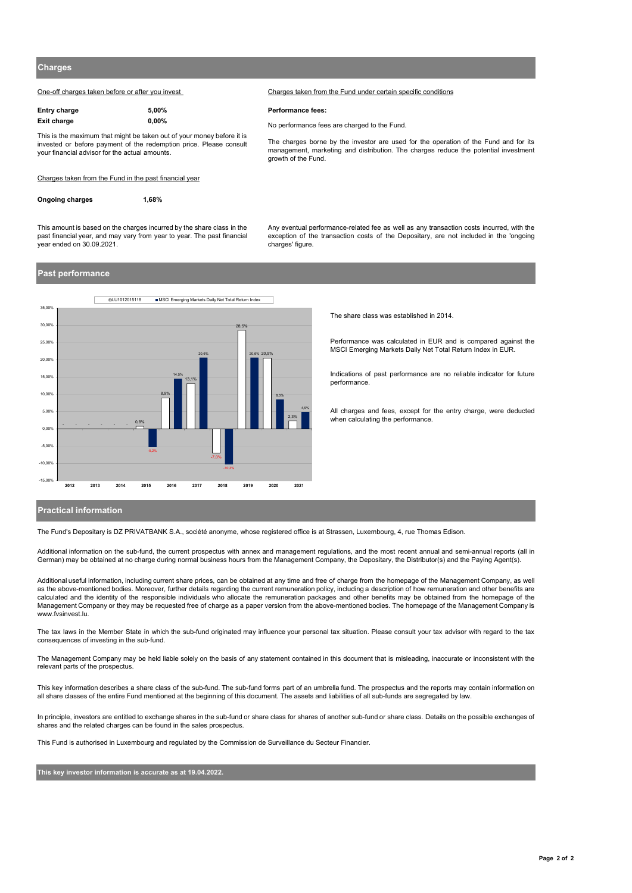## Charges

One-off charges taken before or after you invest

| | |
|---|---|
| **Entry charge** | **5,00%** |
| **Exit charge** | **0,00%** |

This is the maximum that might be taken out of your money before it is invested or before payment of the redemption price. Please consult your financial advisor for the actual amounts.

Charges taken from the Fund in the past financial year

| | |
|---|---|
| **Ongoing charges** | **1,68%** |

This amount is based on the charges incurred by the share class in the past financial year, and may vary from year to year. The past financial year ended on 30.09.2021.

Charges taken from the Fund under certain specific conditions

**Performance fees:**

No performance fees are charged to the Fund.

The charges borne by the investor are used for the operation of the Fund and for its management, marketing and distribution. The charges reduce the potential investment growth of the Fund.

Any eventual performance-related fee as well as any transaction costs incurred, with the exception of the transaction costs of the Depositary, are not included in the 'ongoing charges' figure.

## Past performance

LU1012015118
MSCI Emerging Markets Daily Net Total Return Index

35,00%
30,00%
25,00%
20,00%
15,00%
10,00%
5,00%
0,00%
-5,00%
-10,00%
-15,00%

0,8%
-5,2%
8,9%
14,5%
13,1%
20,6%
-7,0%
-10,3%
28,5%
20,6%
20,5%
8,5%
2,3%
4,9%

2012 2013 2014 2015 2016 2017 2018 2019 2020 2021

The share class was established in 2014.

Performance was calculated in EUR and is compared against the MSCI Emerging Markets Daily Net Total Return Index in EUR.

Indications of past performance are no reliable indicator for future performance.

All charges and fees, except for the entry charge, were deducted when calculating the performance.

## Practical information

The Fund's Depositary is DZ PRIVATBANK S.A., société anonyme, whose registered office is at Strassen, Luxembourg, 4, rue Thomas Edison.

Additional information on the sub-fund, the current prospectus with annex and management regulations, and the most recent annual and semi-annual reports (all in German) may be obtained at no charge during normal business hours from the Management Company, the Depositary, the Distributor(s) and the Paying Agent(s).

Additional useful information, including current share prices, can be obtained at any time and free of charge from the homepage of the Management Company, as well as the above-mentioned bodies. Moreover, further details regarding the current remuneration policy, including a description of how remuneration and other benefits are calculated and the identity of the responsible individuals who allocate the remuneration packages and other benefits may be obtained from the homepage of the Management Company or they may be requested free of charge as a paper version from the above-mentioned bodies. The homepage of the Management Company is www.fvsinvest.lu.

The tax laws in the Member State in which the sub-fund originated may influence your personal tax situation. Please consult your tax advisor with regard to the tax consequences of investing in the sub-fund.

The Management Company may be held liable solely on the basis of any statement contained in this document that is misleading, inaccurate or inconsistent with the relevant parts of the prospectus.

This key information describes a share class of the sub-fund. The sub-fund forms part of an umbrella fund. The prospectus and the reports may contain information on all share classes of the entire Fund mentioned at the beginning of this document. The assets and liabilities of all sub-funds are segregated by law.

In principle, investors are entitled to exchange shares in the sub-fund or share class for shares of another sub-fund or share class. Details on the possible exchanges of shares and the related charges can be found in the sales prospectus.

This Fund is authorised in Luxembourg and regulated by the Commission de Surveillance du Secteur Financier.

**This key investor information is accurate as at 19.04.2022.**